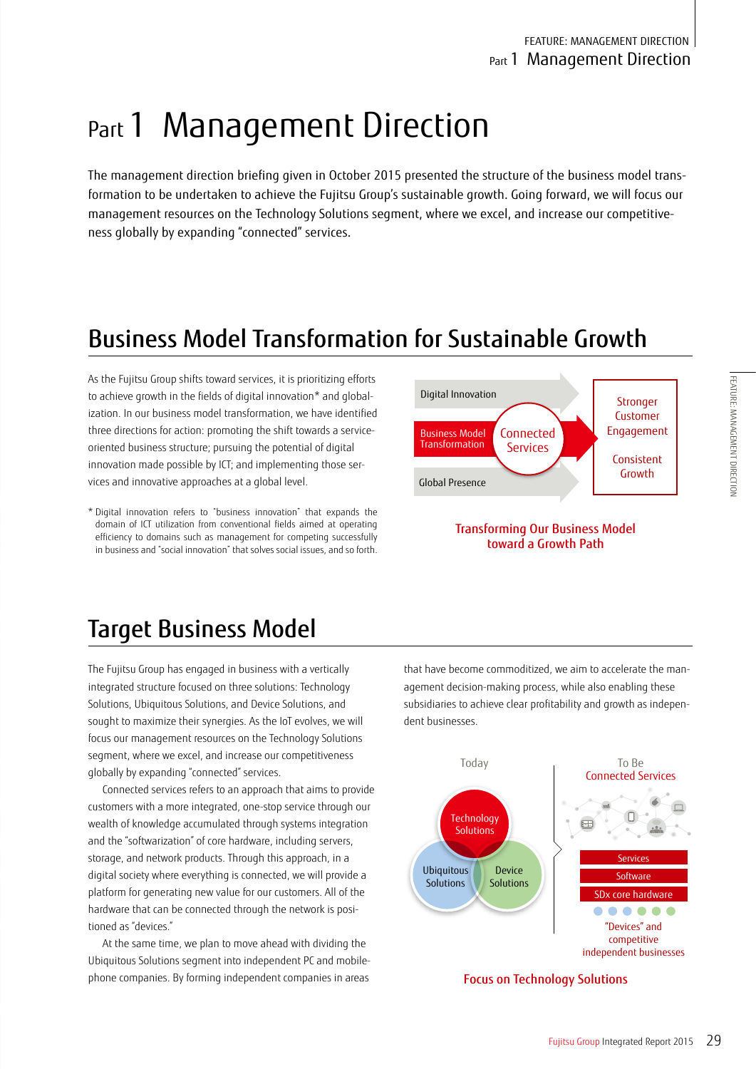# Part 1 Management Direction

The management direction briefing given in October 2015 presented the structure of the business model transformation to be undertaken to achieve the Fujitsu Group's sustainable growth. Going forward, we will focus our management resources on the Technology Solutions segment, where we excel, and increase our competitiveness globally by expanding "connected" services.

## Business Model Transformation for Sustainable Growth

As the Fujitsu Group shifts toward services, it is prioritizing efforts to achieve growth in the fields of digital innovation* and globalization. In our business model transformation, we have identified three directions for action: promoting the shift towards a service-oriented business structure; pursuing the potential of digital innovation made possible by ICT; and implementing those services and innovative approaches at a global level.

\* Digital innovation refers to "business innovation" that expands the domain of ICT utilization from conventional fields aimed at operating efficiency to domains such as management for competing successfully in business and "social innovation" that solves social issues, and so forth.

Digital Innovation

Business Model Transformation

Global Presence

Connected Services

Stronger Customer Engagement

Consistent Growth

Transforming Our Business Model toward a Growth Path

## Target Business Model

The Fujitsu Group has engaged in business with a vertically integrated structure focused on three solutions: Technology Solutions, Ubiquitous Solutions, and Device Solutions, and sought to maximize their synergies. As the IoT evolves, we will focus our management resources on the Technology Solutions segment, where we excel, and increase our competitiveness globally by expanding "connected" services.

Connected services refers to an approach that aims to provide customers with a more integrated, one-stop service through our wealth of knowledge accumulated through systems integration and the "softwarization" of core hardware, including servers, storage, and network products. Through this approach, in a digital society where everything is connected, we will provide a platform for generating new value for our customers. All of the hardware that can be connected through the network is positioned as "devices."

At the same time, we plan to move ahead with dividing the Ubiquitous Solutions segment into independent PC and mobile-phone companies. By forming independent companies in areas that have become commoditized, we aim to accelerate the management decision-making process, while also enabling these subsidiaries to achieve clear profitability and growth as independent businesses.

Today

Technology Solutions

Ubiquitous Solutions

Device Solutions

To Be
Connected Services

Services

Software

SDx core hardware

"Devices" and competitive independent businesses

Focus on Technology Solutions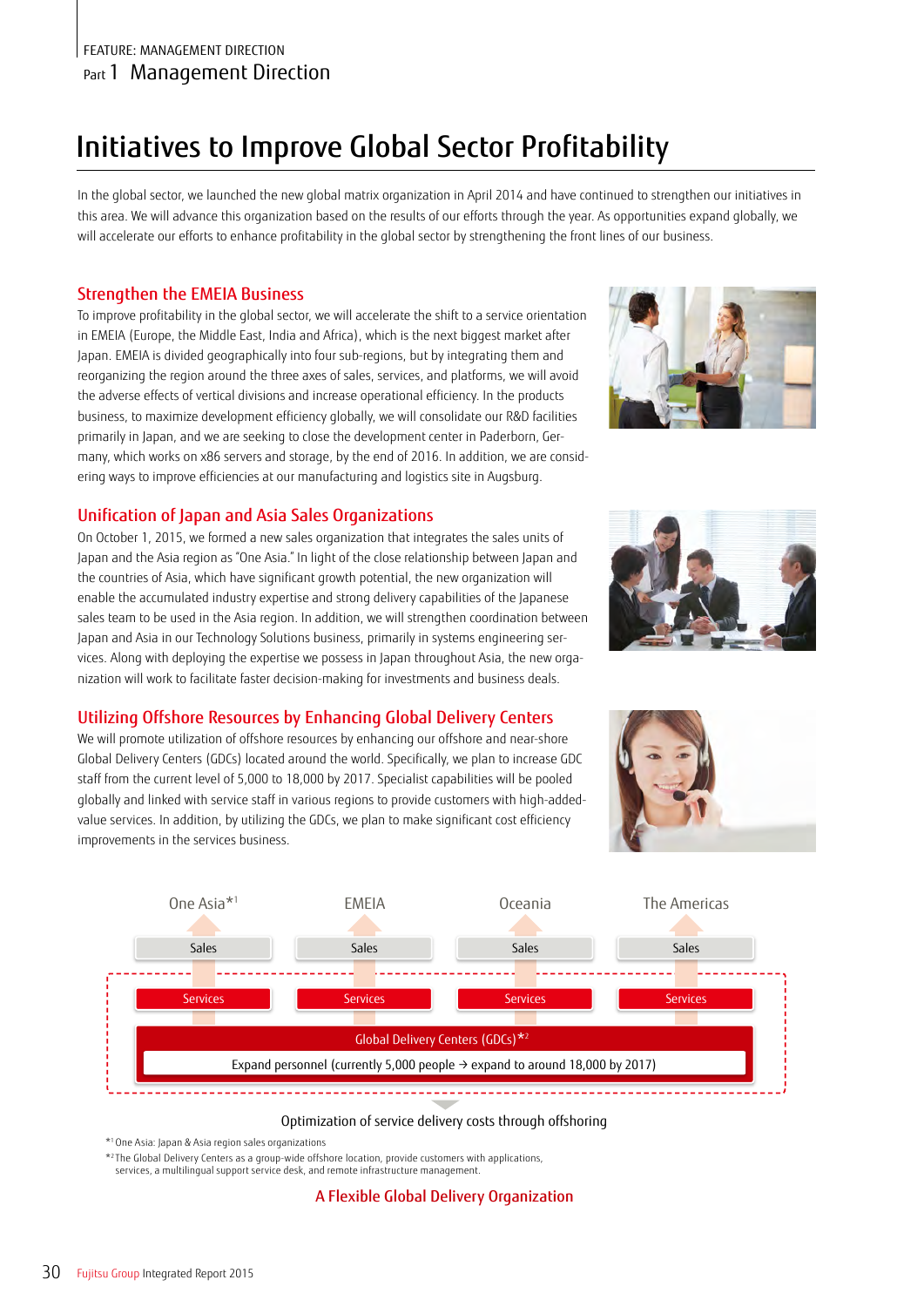FEATURE: MANAGEMENT DIRECTION

Part 1 Management Direction

# Initiatives to Improve Global Sector Profitability

In the global sector, we launched the new global matrix organization in April 2014 and have continued to strengthen our initiatives in this area. We will advance this organization based on the results of our efforts through the year. As opportunities expand globally, we will accelerate our efforts to enhance profitability in the global sector by strengthening the front lines of our business.

## Strengthen the EMEIA Business

To improve profitability in the global sector, we will accelerate the shift to a service orientation in EMEIA (Europe, the Middle East, India and Africa), which is the next biggest market after Japan. EMEIA is divided geographically into four sub-regions, but by integrating them and reorganizing the region around the three axes of sales, services, and platforms, we will avoid the adverse effects of vertical divisions and increase operational efficiency. In the products business, to maximize development efficiency globally, we will consolidate our R&D facilities primarily in Japan, and we are seeking to close the development center in Paderborn, Germany, which works on x86 servers and storage, by the end of 2016. In addition, we are considering ways to improve efficiencies at our manufacturing and logistics site in Augsburg.

## Unification of Japan and Asia Sales Organizations

On October 1, 2015, we formed a new sales organization that integrates the sales units of Japan and the Asia region as "One Asia." In light of the close relationship between Japan and the countries of Asia, which have significant growth potential, the new organization will enable the accumulated industry expertise and strong delivery capabilities of the Japanese sales team to be used in the Asia region. In addition, we will strengthen coordination between Japan and Asia in our Technology Solutions business, primarily in systems engineering services. Along with deploying the expertise we possess in Japan throughout Asia, the new organization will work to facilitate faster decision-making for investments and business deals.

## Utilizing Offshore Resources by Enhancing Global Delivery Centers

We will promote utilization of offshore resources by enhancing our offshore and near-shore Global Delivery Centers (GDCs) located around the world. Specifically, we plan to increase GDC staff from the current level of 5,000 to 18,000 by 2017. Specialist capabilities will be pooled globally and linked with service staff in various regions to provide customers with high-added-value services. In addition, by utilizing the GDCs, we plan to make significant cost efficiency improvements in the services business.

| One Asia*1 | EMEIA | Oceania | The Americas |
|---|---|---|---|
| Sales | Sales | Sales | Sales |
| Services | Services | Services | Services |
| Global Delivery Centers (GDCs)*2 | | | |
| Expand personnel (currently 5,000 people → expand to around 18,000 by 2017) | | | |

Optimization of service delivery costs through offshoring

*1 One Asia: Japan & Asia region sales organizations

*2 The Global Delivery Centers as a group-wide offshore location, provide customers with applications, services, a multilingual support service desk, and remote infrastructure management.

**A Flexible Global Delivery Organization**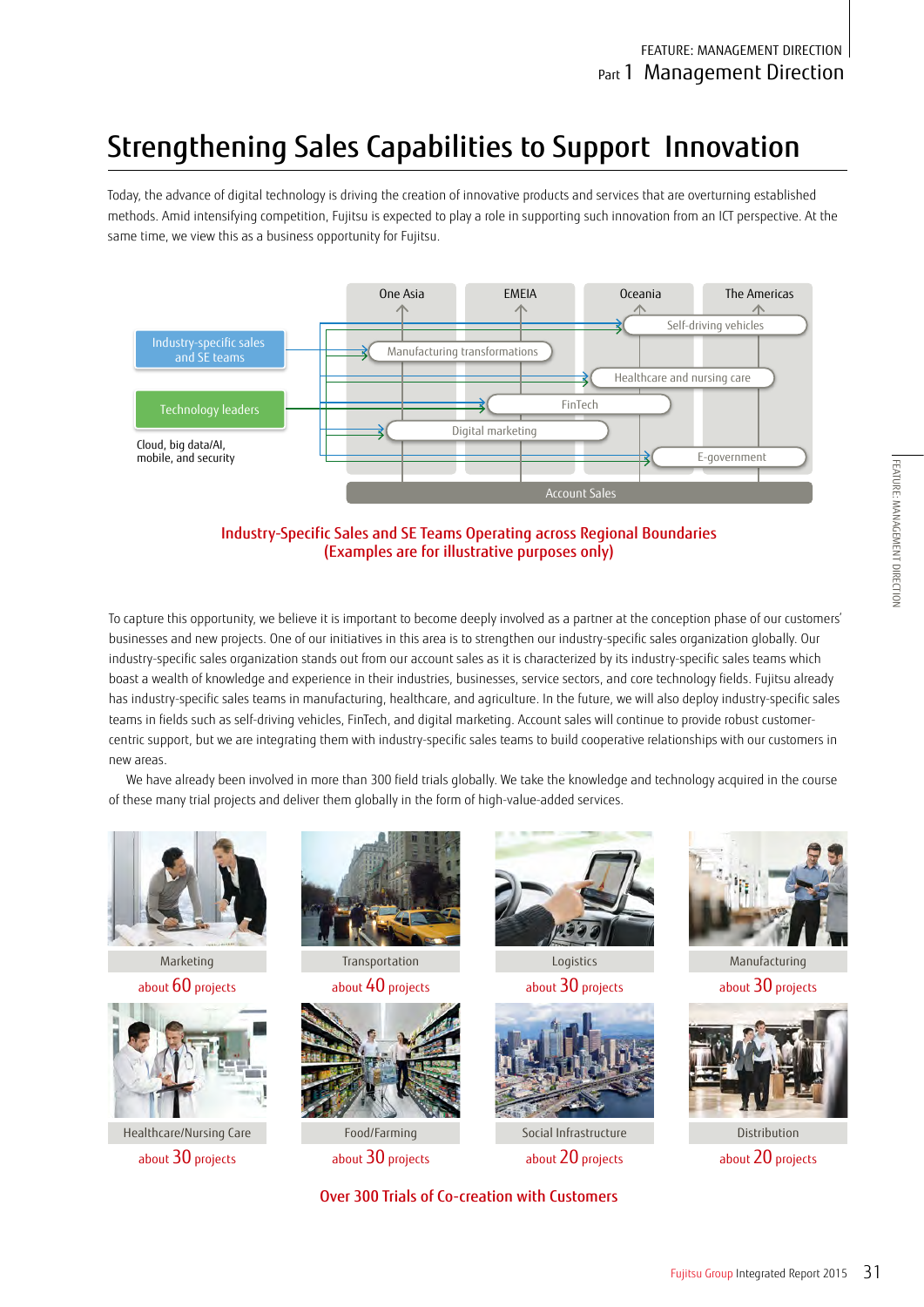# Strengthening Sales Capabilities to Support Innovation

Today, the advance of digital technology is driving the creation of innovative products and services that are overturning established methods. Amid intensifying competition, Fujitsu is expected to play a role in supporting such innovation from an ICT perspective. At the same time, we view this as a business opportunity for Fujitsu.

One Asia | EMEIA | Oceania | The Americas

Industry-specific sales and SE teams

Technology leaders

Cloud, big data/AI, mobile, and security

Self-driving vehicles

Manufacturing transformations

Healthcare and nursing care

FinTech

Digital marketing

E-government

Account Sales

**Industry-Specific Sales and SE Teams Operating across Regional Boundaries (Examples are for illustrative purposes only)**

To capture this opportunity, we believe it is important to become deeply involved as a partner at the conception phase of our customers' businesses and new projects. One of our initiatives in this area is to strengthen our industry-specific sales organization globally. Our industry-specific sales organization stands out from our account sales as it is characterized by its industry-specific sales teams which boast a wealth of knowledge and experience in their industries, businesses, service sectors, and core technology fields. Fujitsu already has industry-specific sales teams in manufacturing, healthcare, and agriculture. In the future, we will also deploy industry-specific sales teams in fields such as self-driving vehicles, FinTech, and digital marketing. Account sales will continue to provide robust customer-centric support, but we are integrating them with industry-specific sales teams to build cooperative relationships with our customers in new areas.

We have already been involved in more than 300 field trials globally. We take the knowledge and technology acquired in the course of these many trial projects and deliver them globally in the form of high-value-added services.

| Marketing | Transportation | Logistics | Manufacturing |
|---|---|---|---|
| about 60 projects | about 40 projects | about 30 projects | about 30 projects |
| **Healthcare/Nursing Care** | **Food/Farming** | **Social Infrastructure** | **Distribution** |
| about 30 projects | about 30 projects | about 20 projects | about 20 projects |

**Over 300 Trials of Co-creation with Customers**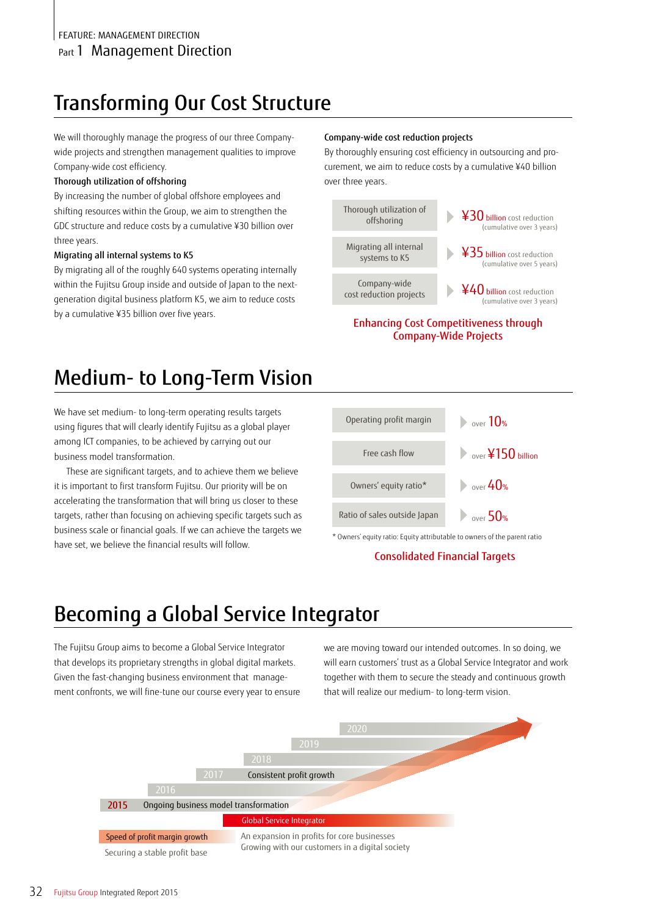FEATURE: MANAGEMENT DIRECTION

Part 1 Management Direction

# Transforming Our Cost Structure

We will thoroughly manage the progress of our three Company-wide projects and strengthen management qualities to improve Company-wide cost efficiency.

**Thorough utilization of offshoring**

By increasing the number of global offshore employees and shifting resources within the Group, we aim to strengthen the GDC structure and reduce costs by a cumulative ¥30 billion over three years.

**Migrating all internal systems to K5**

By migrating all of the roughly 640 systems operating internally within the Fujitsu Group inside and outside of Japan to the next-generation digital business platform K5, we aim to reduce costs by a cumulative ¥35 billion over five years.

**Company-wide cost reduction projects**

By thoroughly ensuring cost efficiency in outsourcing and procurement, we aim to reduce costs by a cumulative ¥40 billion over three years.

| | |
|---|---|
| Thorough utilization of offshoring | ¥30 billion cost reduction (cumulative over 3 years) |
| Migrating all internal systems to K5 | ¥35 billion cost reduction (cumulative over 5 years) |
| Company-wide cost reduction projects | ¥40 billion cost reduction (cumulative over 3 years) |

Enhancing Cost Competitiveness through Company-Wide Projects

# Medium- to Long-Term Vision

We have set medium- to long-term operating results targets using figures that will clearly identify Fujitsu as a global player among ICT companies, to be achieved by carrying out our business model transformation.

These are significant targets, and to achieve them we believe it is important to first transform Fujitsu. Our priority will be on accelerating the transformation that will bring us closer to these targets, rather than focusing on achieving specific targets such as business scale or financial goals. If we can achieve the targets we have set, we believe the financial results will follow.

| | |
|---|---|
| Operating profit margin | over 10% |
| Free cash flow | over ¥150 billion |
| Owners' equity ratio* | over 40% |
| Ratio of sales outside Japan | over 50% |

\* Owners' equity ratio: Equity attributable to owners of the parent ratio

Consolidated Financial Targets

# Becoming a Global Service Integrator

The Fujitsu Group aims to become a Global Service Integrator that develops its proprietary strengths in global digital markets. Given the fast-changing business environment that management confronts, we will fine-tune our course every year to ensure we are moving toward our intended outcomes. In so doing, we will earn customers' trust as a Global Service Integrator and work together with them to secure the steady and continuous growth that will realize our medium- to long-term vision.

2020

2019

2018

2017 Consistent profit growth

2016

2015 Ongoing business model transformation

Global Service Integrator

Speed of profit margin growth

Securing a stable profit base

An expansion in profits for core businesses

Growing with our customers in a digital society